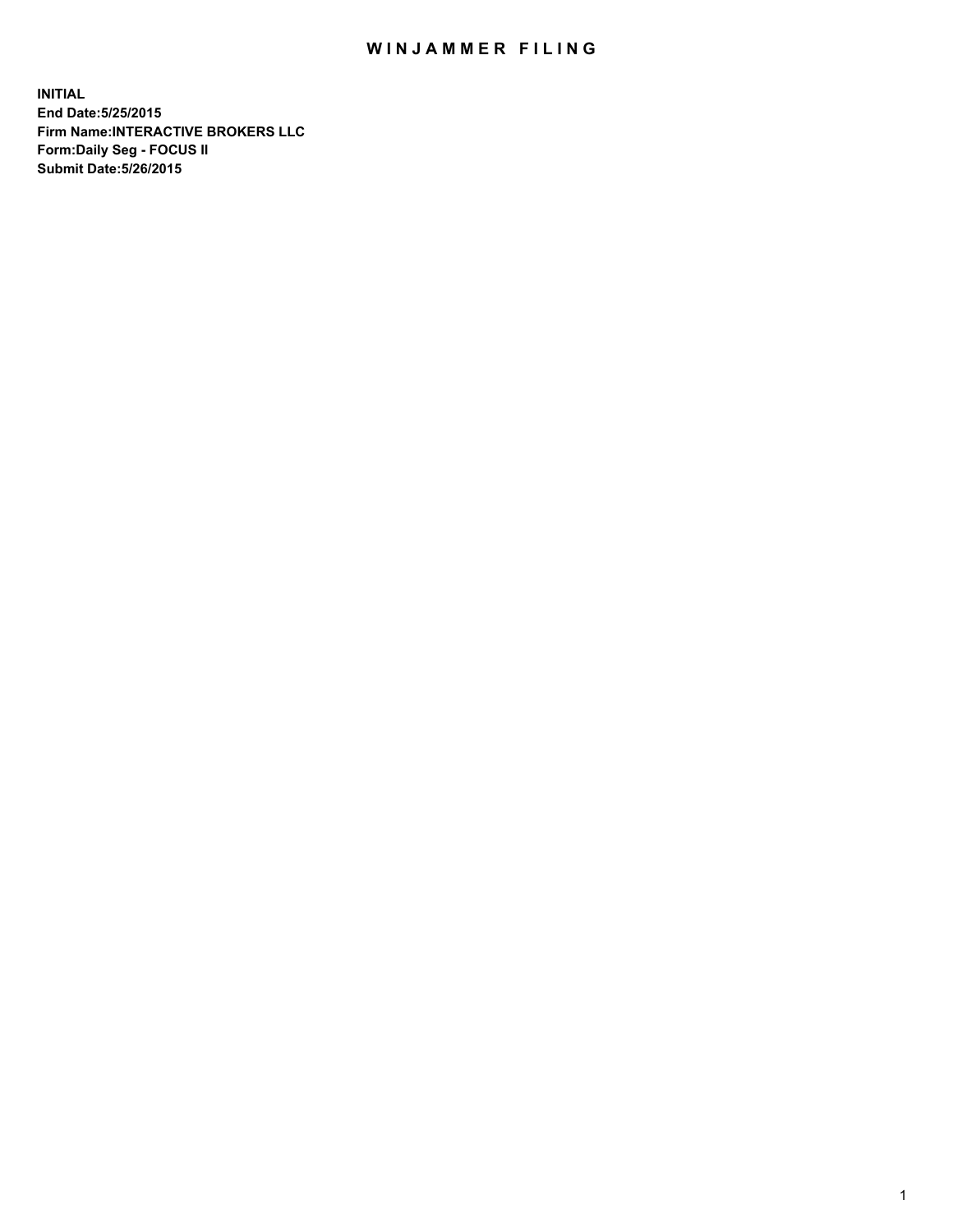# WINJAMMER FILING

**INITIAL**
**End Date:5/25/2015**
**Firm Name:INTERACTIVE BROKERS LLC**
**Form:Daily Seg - FOCUS II**
**Submit Date:5/26/2015**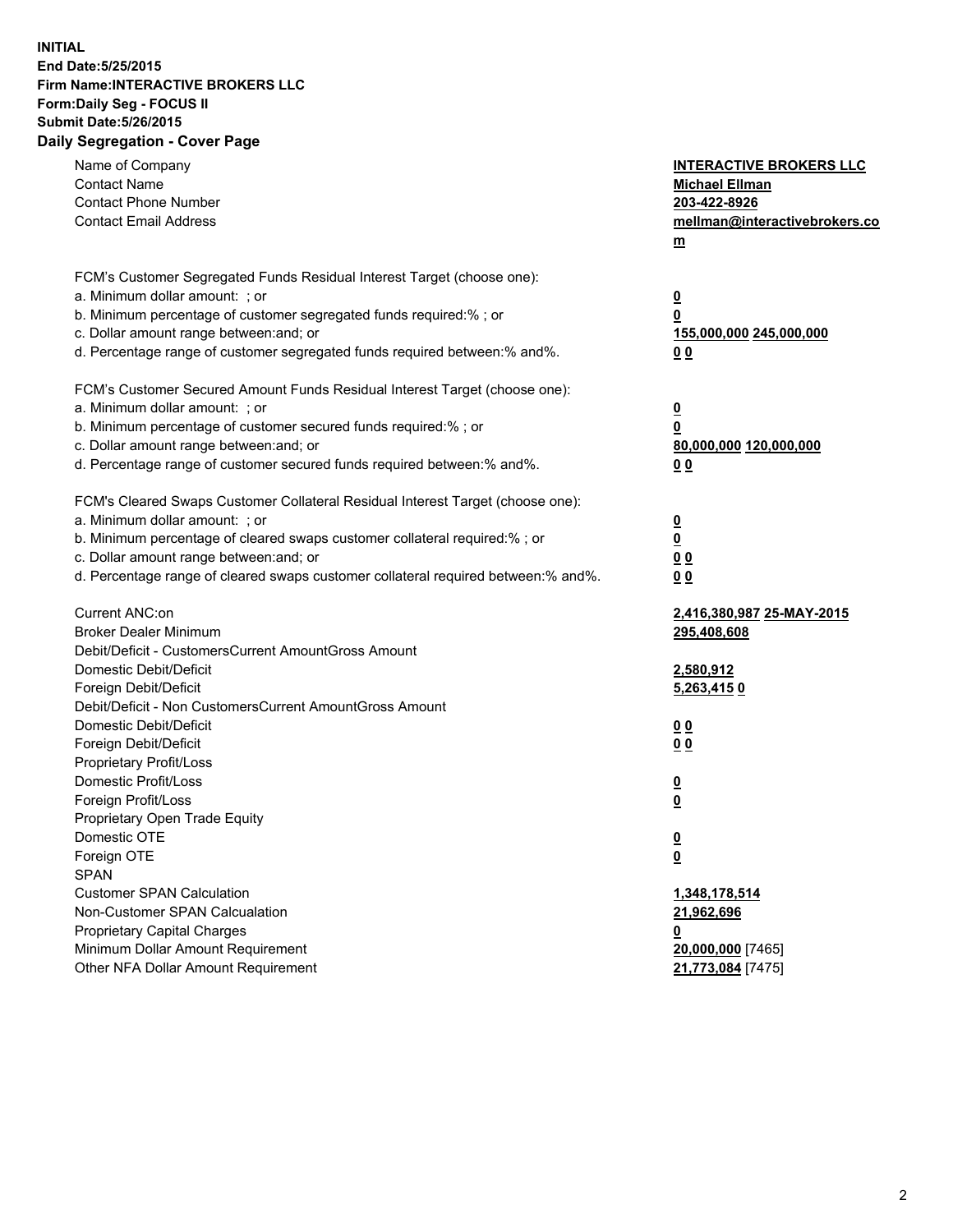**INITIAL**
**End Date:5/25/2015**
**Firm Name:INTERACTIVE BROKERS LLC**
**Form:Daily Seg - FOCUS II**
**Submit Date:5/26/2015**

## Daily Segregation - Cover Page

| | |
|---|---|
| Name of Company | **INTERACTIVE BROKERS LLC** |
| Contact Name | **Michael Ellman** |
| Contact Phone Number | **203-422-8926** |
| Contact Email Address | **mellman@interactivebrokers.com** |
| | |
| FCM's Customer Segregated Funds Residual Interest Target (choose one): | |
| a. Minimum dollar amount: ; or | **0** |
| b. Minimum percentage of customer segregated funds required:% ; or | **0** |
| c. Dollar amount range between:and; or | **155,000,000 245,000,000** |
| d. Percentage range of customer segregated funds required between:% and%. | **0 0** |
| | |
| FCM's Customer Secured Amount Funds Residual Interest Target (choose one): | |
| a. Minimum dollar amount: ; or | **0** |
| b. Minimum percentage of customer secured funds required:% ; or | **0** |
| c. Dollar amount range between:and; or | **80,000,000 120,000,000** |
| d. Percentage range of customer secured funds required between:% and%. | **0 0** |
| | |
| FCM's Cleared Swaps Customer Collateral Residual Interest Target (choose one): | |
| a. Minimum dollar amount: ; or | **0** |
| b. Minimum percentage of cleared swaps customer collateral required:% ; or | **0** |
| c. Dollar amount range between:and; or | **0 0** |
| d. Percentage range of cleared swaps customer collateral required between:% and%. | **0 0** |
| | |
| Current ANC:on | **2,416,380,987 25-MAY-2015** |
| Broker Dealer Minimum | **295,408,608** |
| Debit/Deficit - CustomersCurrent AmountGross Amount | |
| Domestic Debit/Deficit | **2,580,912** |
| Foreign Debit/Deficit | **5,263,415 0** |
| Debit/Deficit - Non CustomersCurrent AmountGross Amount | |
| Domestic Debit/Deficit | **0 0** |
| Foreign Debit/Deficit | **0 0** |
| Proprietary Profit/Loss | |
| Domestic Profit/Loss | **0** |
| Foreign Profit/Loss | **0** |
| Proprietary Open Trade Equity | |
| Domestic OTE | **0** |
| Foreign OTE | **0** |
| SPAN | |
| Customer SPAN Calculation | **1,348,178,514** |
| Non-Customer SPAN Calcualation | **21,962,696** |
| Proprietary Capital Charges | **0** |
| Minimum Dollar Amount Requirement | **20,000,000** [7465] |
| Other NFA Dollar Amount Requirement | **21,773,084** [7475] |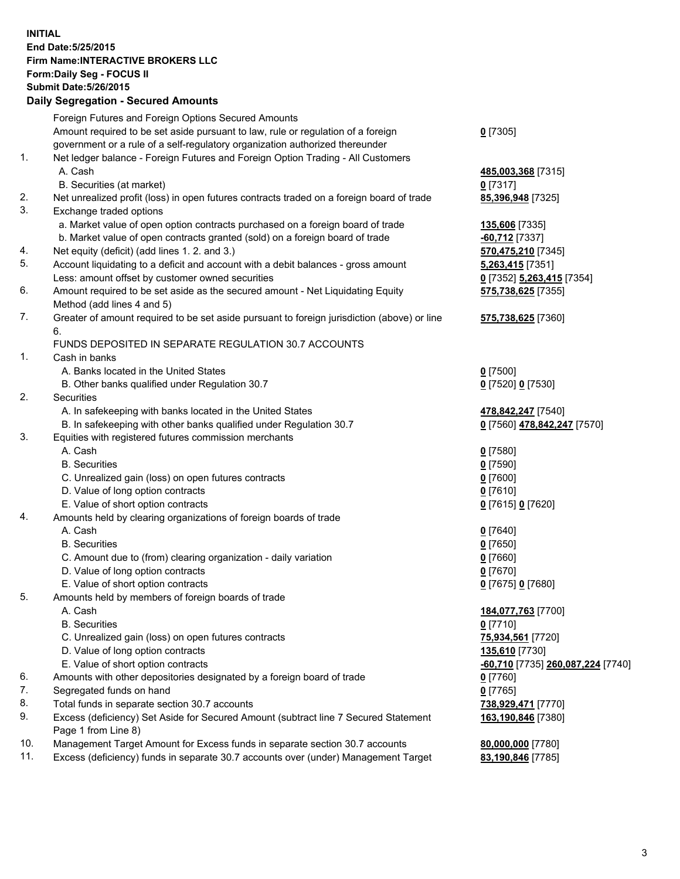**INITIAL**
**End Date:5/25/2015**
**Firm Name:INTERACTIVE BROKERS LLC**
**Form:Daily Seg - FOCUS II**
**Submit Date:5/26/2015**

## Daily Segregation - Secured Amounts

| | | |
|---|---|---|
| | Foreign Futures and Foreign Options Secured Amounts | |
| | Amount required to be set aside pursuant to law, rule or regulation of a foreign government or a rule of a self-regulatory organization authorized thereunder | **0** [7305] |
| 1. | Net ledger balance - Foreign Futures and Foreign Option Trading - All Customers | |
| | A. Cash | **485,003,368** [7315] |
| | B. Securities (at market) | **0** [7317] |
| 2. | Net unrealized profit (loss) in open futures contracts traded on a foreign board of trade | **85,396,948** [7325] |
| 3. | Exchange traded options | |
| | a. Market value of open option contracts purchased on a foreign board of trade | **135,606** [7335] |
| | b. Market value of open contracts granted (sold) on a foreign board of trade | **-60,712** [7337] |
| 4. | Net equity (deficit) (add lines 1. 2. and 3.) | **570,475,210** [7345] |
| 5. | Account liquidating to a deficit and account with a debit balances - gross amount | **5,263,415** [7351] |
| | Less: amount offset by customer owned securities | **0** [7352] **5,263,415** [7354] |
| 6. | Amount required to be set aside as the secured amount - Net Liquidating Equity Method (add lines 4 and 5) | **575,738,625** [7355] |
| 7. | Greater of amount required to be set aside pursuant to foreign jurisdiction (above) or line 6. | **575,738,625** [7360] |
| | FUNDS DEPOSITED IN SEPARATE REGULATION 30.7 ACCOUNTS | |
| 1. | Cash in banks | |
| | A. Banks located in the United States | **0** [7500] |
| | B. Other banks qualified under Regulation 30.7 | **0** [7520] **0** [7530] |
| 2. | Securities | |
| | A. In safekeeping with banks located in the United States | **478,842,247** [7540] |
| | B. In safekeeping with other banks qualified under Regulation 30.7 | **0** [7560] **478,842,247** [7570] |
| 3. | Equities with registered futures commission merchants | |
| | A. Cash | **0** [7580] |
| | B. Securities | **0** [7590] |
| | C. Unrealized gain (loss) on open futures contracts | **0** [7600] |
| | D. Value of long option contracts | **0** [7610] |
| | E. Value of short option contracts | **0** [7615] **0** [7620] |
| 4. | Amounts held by clearing organizations of foreign boards of trade | |
| | A. Cash | **0** [7640] |
| | B. Securities | **0** [7650] |
| | C. Amount due to (from) clearing organization - daily variation | **0** [7660] |
| | D. Value of long option contracts | **0** [7670] |
| | E. Value of short option contracts | **0** [7675] **0** [7680] |
| 5. | Amounts held by members of foreign boards of trade | |
| | A. Cash | **184,077,763** [7700] |
| | B. Securities | **0** [7710] |
| | C. Unrealized gain (loss) on open futures contracts | **75,934,561** [7720] |
| | D. Value of long option contracts | **135,610** [7730] |
| | E. Value of short option contracts | **-60,710** [7735] **260,087,224** [7740] |
| 6. | Amounts with other depositories designated by a foreign board of trade | **0** [7760] |
| 7. | Segregated funds on hand | **0** [7765] |
| 8. | Total funds in separate section 30.7 accounts | **738,929,471** [7770] |
| 9. | Excess (deficiency) Set Aside for Secured Amount (subtract line 7 Secured Statement Page 1 from Line 8) | **163,190,846** [7380] |
| 10. | Management Target Amount for Excess funds in separate section 30.7 accounts | **80,000,000** [7780] |
| 11. | Excess (deficiency) funds in separate 30.7 accounts over (under) Management Target | **83,190,846** [7785] |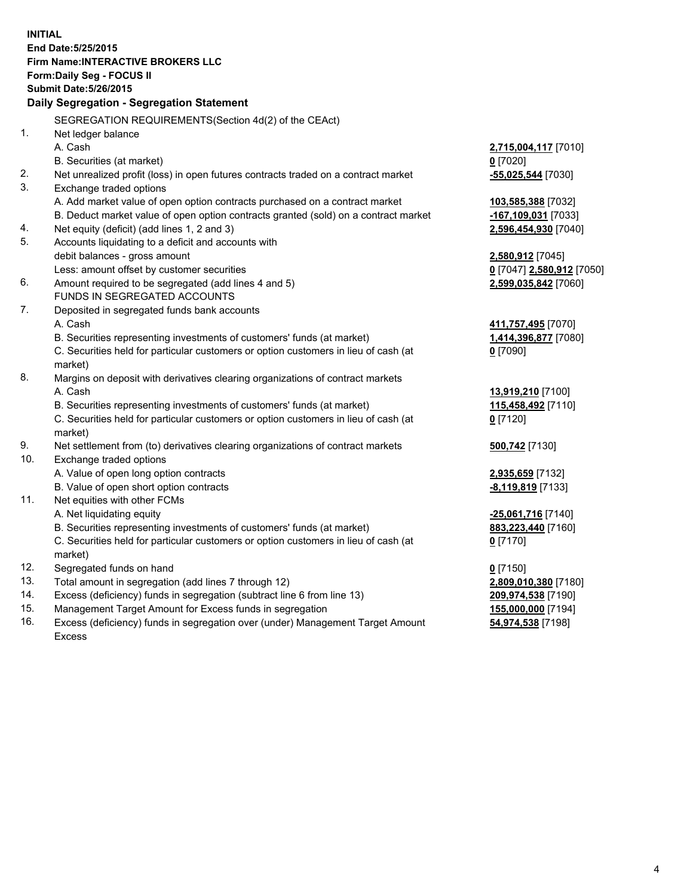**INITIAL**
**End Date:5/25/2015**
**Firm Name:INTERACTIVE BROKERS LLC**
**Form:Daily Seg - FOCUS II**
**Submit Date:5/26/2015**

### Daily Segregation - Segregation Statement

SEGREGATION REQUIREMENTS(Section 4d(2) of the CEAct)

| | | |
|---|---|---|
| 1. | Net ledger balance | |
| | A. Cash | **2,715,004,117** [7010] |
| | B. Securities (at market) | **0** [7020] |
| 2. | Net unrealized profit (loss) in open futures contracts traded on a contract market | **-55,025,544** [7030] |
| 3. | Exchange traded options | |
| | A. Add market value of open option contracts purchased on a contract market | **103,585,388** [7032] |
| | B. Deduct market value of open option contracts granted (sold) on a contract market | **-167,109,031** [7033] |
| 4. | Net equity (deficit) (add lines 1, 2 and 3) | **2,596,454,930** [7040] |
| 5. | Accounts liquidating to a deficit and accounts with debit balances - gross amount | **2,580,912** [7045] |
| | Less: amount offset by customer securities | **0** [7047] **2,580,912** [7050] |
| 6. | Amount required to be segregated (add lines 4 and 5) | **2,599,035,842** [7060] |
| | FUNDS IN SEGREGATED ACCOUNTS | |
| 7. | Deposited in segregated funds bank accounts | |
| | A. Cash | **411,757,495** [7070] |
| | B. Securities representing investments of customers' funds (at market) | **1,414,396,877** [7080] |
| | C. Securities held for particular customers or option customers in lieu of cash (at market) | **0** [7090] |
| 8. | Margins on deposit with derivatives clearing organizations of contract markets | |
| | A. Cash | **13,919,210** [7100] |
| | B. Securities representing investments of customers' funds (at market) | **115,458,492** [7110] |
| | C. Securities held for particular customers or option customers in lieu of cash (at market) | **0** [7120] |
| 9. | Net settlement from (to) derivatives clearing organizations of contract markets | **500,742** [7130] |
| 10. | Exchange traded options | |
| | A. Value of open long option contracts | **2,935,659** [7132] |
| | B. Value of open short option contracts | **-8,119,819** [7133] |
| 11. | Net equities with other FCMs | |
| | A. Net liquidating equity | **-25,061,716** [7140] |
| | B. Securities representing investments of customers' funds (at market) | **883,223,440** [7160] |
| | C. Securities held for particular customers or option customers in lieu of cash (at market) | **0** [7170] |
| 12. | Segregated funds on hand | **0** [7150] |
| 13. | Total amount in segregation (add lines 7 through 12) | **2,809,010,380** [7180] |
| 14. | Excess (deficiency) funds in segregation (subtract line 6 from line 13) | **209,974,538** [7190] |
| 15. | Management Target Amount for Excess funds in segregation | **155,000,000** [7194] |
| 16. | Excess (deficiency) funds in segregation over (under) Management Target Amount Excess | **54,974,538** [7198] |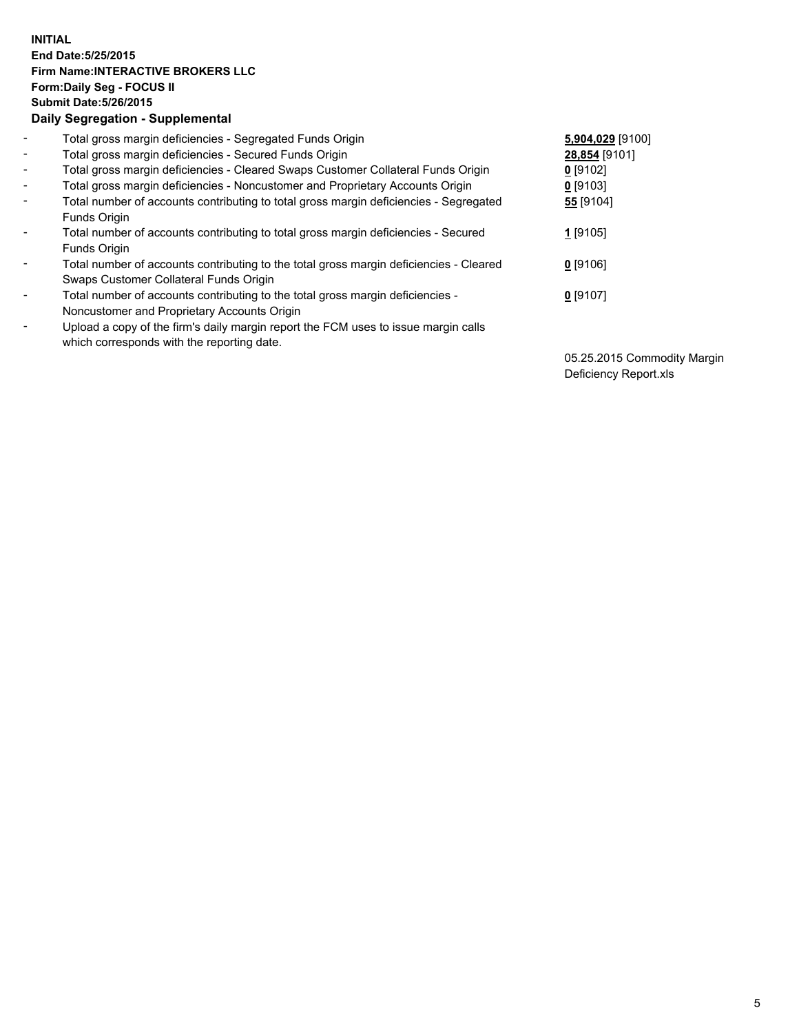**INITIAL**
**End Date:5/25/2015**
**Firm Name:INTERACTIVE BROKERS LLC**
**Form:Daily Seg - FOCUS II**
**Submit Date:5/26/2015**
**Daily Segregation - Supplemental**

| | | |
|---|---|---|
| - | Total gross margin deficiencies - Segregated Funds Origin | **5,904,029** [9100] |
| - | Total gross margin deficiencies - Secured Funds Origin | **28,854** [9101] |
| - | Total gross margin deficiencies - Cleared Swaps Customer Collateral Funds Origin | **0** [9102] |
| - | Total gross margin deficiencies - Noncustomer and Proprietary Accounts Origin | **0** [9103] |
| - | Total number of accounts contributing to total gross margin deficiencies - Segregated Funds Origin | **55** [9104] |
| - | Total number of accounts contributing to total gross margin deficiencies - Secured Funds Origin | **1** [9105] |
| - | Total number of accounts contributing to the total gross margin deficiencies - Cleared Swaps Customer Collateral Funds Origin | **0** [9106] |
| - | Total number of accounts contributing to the total gross margin deficiencies - Noncustomer and Proprietary Accounts Origin | **0** [9107] |
| - | Upload a copy of the firm's daily margin report the FCM uses to issue margin calls which corresponds with the reporting date. | 05.25.2015 Commodity Margin Deficiency Report.xls |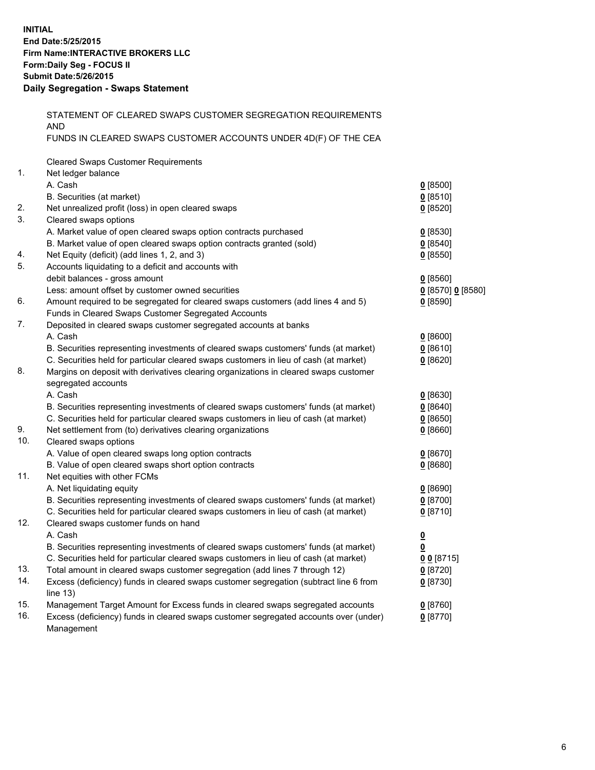**INITIAL**
**End Date:5/25/2015**
**Firm Name:INTERACTIVE BROKERS LLC**
**Form:Daily Seg - FOCUS II**
**Submit Date:5/26/2015**
**Daily Segregation - Swaps Statement**

STATEMENT OF CLEARED SWAPS CUSTOMER SEGREGATION REQUIREMENTS
AND
FUNDS IN CLEARED SWAPS CUSTOMER ACCOUNTS UNDER 4D(F) OF THE CEA

| | | |
|---|---|---|
| | Cleared Swaps Customer Requirements | |
| 1. | Net ledger balance | |
| | A. Cash | 0 [8500] |
| | B. Securities (at market) | 0 [8510] |
| 2. | Net unrealized profit (loss) in open cleared swaps | 0 [8520] |
| 3. | Cleared swaps options | |
| | A. Market value of open cleared swaps option contracts purchased | 0 [8530] |
| | B. Market value of open cleared swaps option contracts granted (sold) | 0 [8540] |
| 4. | Net Equity (deficit) (add lines 1, 2, and 3) | 0 [8550] |
| 5. | Accounts liquidating to a deficit and accounts with | |
| | debit balances - gross amount | 0 [8560] |
| | Less: amount offset by customer owned securities | 0 [8570] 0 [8580] |
| 6. | Amount required to be segregated for cleared swaps customers (add lines 4 and 5) | 0 [8590] |
| | Funds in Cleared Swaps Customer Segregated Accounts | |
| 7. | Deposited in cleared swaps customer segregated accounts at banks | |
| | A. Cash | 0 [8600] |
| | B. Securities representing investments of cleared swaps customers' funds (at market) | 0 [8610] |
| | C. Securities held for particular cleared swaps customers in lieu of cash (at market) | 0 [8620] |
| 8. | Margins on deposit with derivatives clearing organizations in cleared swaps customer segregated accounts | |
| | A. Cash | 0 [8630] |
| | B. Securities representing investments of cleared swaps customers' funds (at market) | 0 [8640] |
| | C. Securities held for particular cleared swaps customers in lieu of cash (at market) | 0 [8650] |
| 9. | Net settlement from (to) derivatives clearing organizations | 0 [8660] |
| 10. | Cleared swaps options | |
| | A. Value of open cleared swaps long option contracts | 0 [8670] |
| | B. Value of open cleared swaps short option contracts | 0 [8680] |
| 11. | Net equities with other FCMs | |
| | A. Net liquidating equity | 0 [8690] |
| | B. Securities representing investments of cleared swaps customers' funds (at market) | 0 [8700] |
| | C. Securities held for particular cleared swaps customers in lieu of cash (at market) | 0 [8710] |
| 12. | Cleared swaps customer funds on hand | |
| | A. Cash | 0 |
| | B. Securities representing investments of cleared swaps customers' funds (at market) | 0 |
| | C. Securities held for particular cleared swaps customers in lieu of cash (at market) | 0 0 [8715] |
| 13. | Total amount in cleared swaps customer segregation (add lines 7 through 12) | 0 [8720] |
| 14. | Excess (deficiency) funds in cleared swaps customer segregation (subtract line 6 from line 13) | 0 [8730] |
| 15. | Management Target Amount for Excess funds in cleared swaps segregated accounts | 0 [8760] |
| 16. | Excess (deficiency) funds in cleared swaps customer segregated accounts over (under) Management | 0 [8770] |